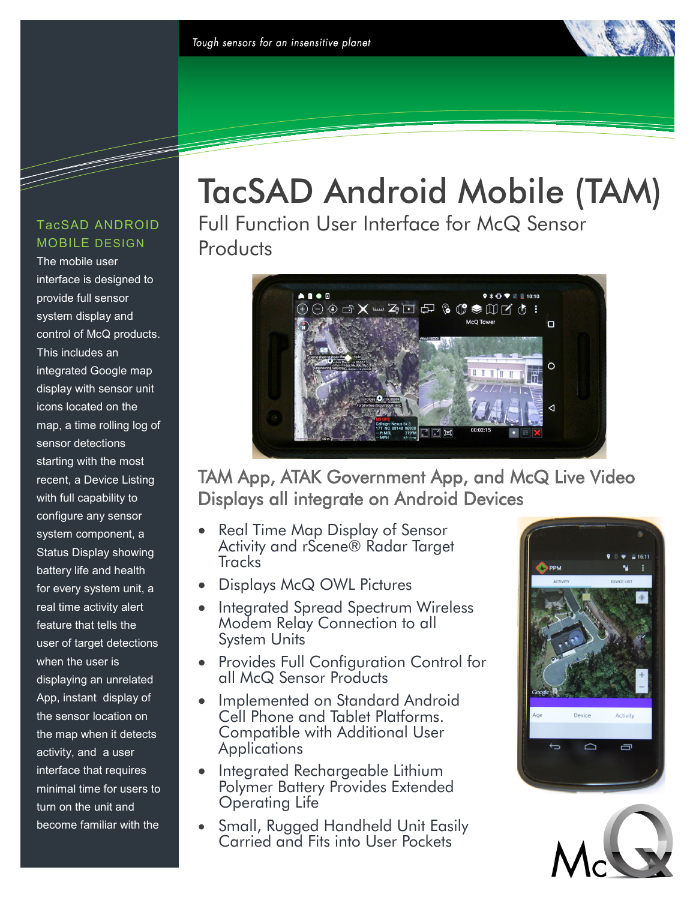*Tough sensors for an insensitive planet*

# TacSAD Android Mobile (TAM)

## Full Function User Interface for McQ Sensor Products

### TacSAD ANDROID MOBILE DESIGN

The mobile user interface is designed to provide full sensor system display and control of McQ products. This includes an integrated Google map display with sensor unit icons located on the map, a time rolling log of sensor detections starting with the most recent, a Device Listing with full capability to configure any sensor system component, a Status Display showing battery life and health for every system unit, a real time activity alert feature that tells the user of target detections when the user is displaying an unrelated App, instant display of the sensor location on the map when it detects activity, and a user interface that requires minimal time for users to turn on the unit and become familiar with the

## TAM App, ATAK Government App, and McQ Live Video Displays all integrate on Android Devices

- Real Time Map Display of Sensor Activity and rScene® Radar Target Tracks
- Displays McQ OWL Pictures
- Integrated Spread Spectrum Wireless Modem Relay Connection to all System Units
- Provides Full Configuration Control for all McQ Sensor Products
- Implemented on Standard Android Cell Phone and Tablet Platforms. Compatible with Additional User Applications
- Integrated Rechargeable Lithium Polymer Battery Provides Extended Operating Life
- Small, Rugged Handheld Unit Easily Carried and Fits into User Pockets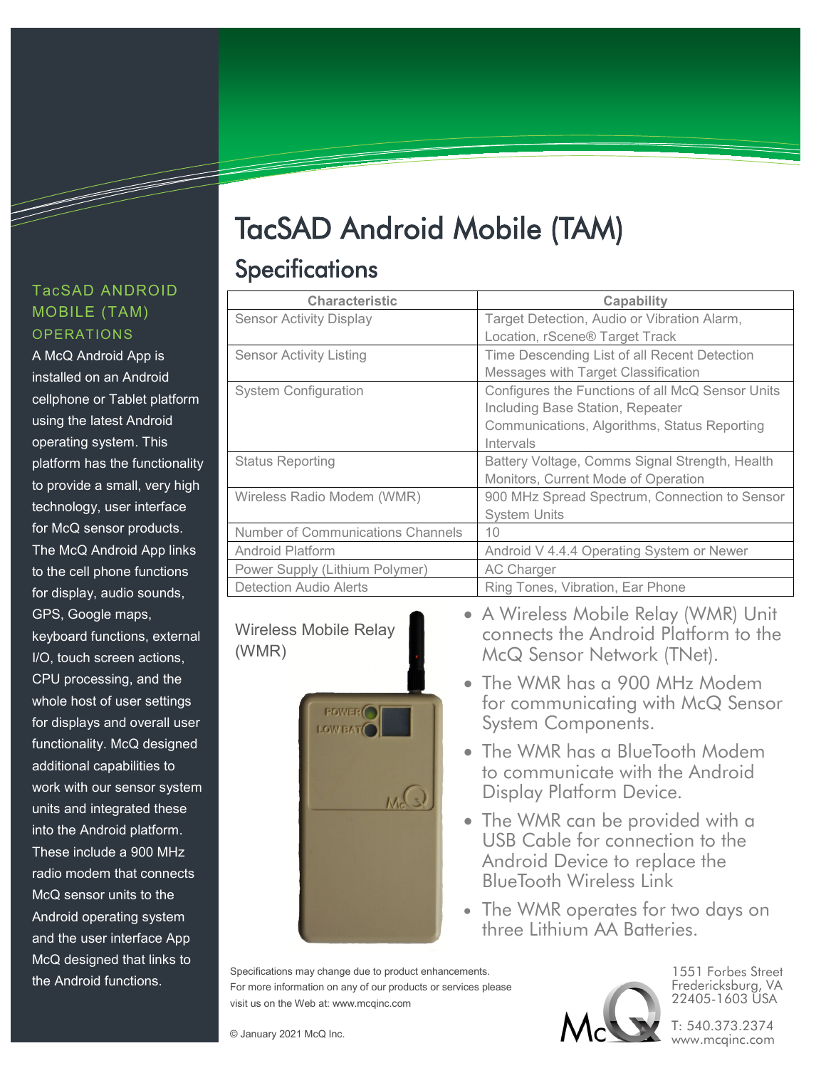# TacSAD Android Mobile (TAM)

## Specifications

| Characteristic | Capability |
|---|---|
| Sensor Activity Display | Target Detection, Audio or Vibration Alarm, Location, rScene® Target Track |
| Sensor Activity Listing | Time Descending List of all Recent Detection Messages with Target Classification |
| System Configuration | Configures the Functions of all McQ Sensor Units Including Base Station, Repeater Communications, Algorithms, Status Reporting Intervals |
| Status Reporting | Battery Voltage, Comms Signal Strength, Health Monitors, Current Mode of Operation |
| Wireless Radio Modem (WMR) | 900 MHz Spread Spectrum, Connection to Sensor System Units |
| Number of Communications Channels | 10 |
| Android Platform | Android V 4.4.4 Operating System or Newer |
| Power Supply (Lithium Polymer) | AC Charger |
| Detection Audio Alerts | Ring Tones, Vibration, Ear Phone |

Wireless Mobile Relay (WMR)

- A Wireless Mobile Relay (WMR) Unit connects the Android Platform to the McQ Sensor Network (TNet).
- The WMR has a 900 MHz Modem for communicating with McQ Sensor System Components.
- The WMR has a BlueTooth Modem to communicate with the Android Display Platform Device.
- The WMR can be provided with a USB Cable for connection to the Android Device to replace the BlueTooth Wireless Link
- The WMR operates for two days on three Lithium AA Batteries.

### TacSAD ANDROID MOBILE (TAM) OPERATIONS

A McQ Android App is installed on an Android cellphone or Tablet platform using the latest Android operating system. This platform has the functionality to provide a small, very high technology, user interface for McQ sensor products. The McQ Android App links to the cell phone functions for display, audio sounds, GPS, Google maps, keyboard functions, external I/O, touch screen actions, CPU processing, and the whole host of user settings for displays and overall user functionality. McQ designed additional capabilities to work with our sensor system units and integrated these into the Android platform. These include a 900 MHz radio modem that connects McQ sensor units to the Android operating system and the user interface App McQ designed that links to the Android functions.

Specifications may change due to product enhancements.
For more information on any of our products or services please visit us on the Web at: www.mcqinc.com

© January 2021 McQ Inc.

1551 Forbes Street
Fredericksburg, VA
22405-1603 USA

T: 540.373.2374
www.mcqinc.com